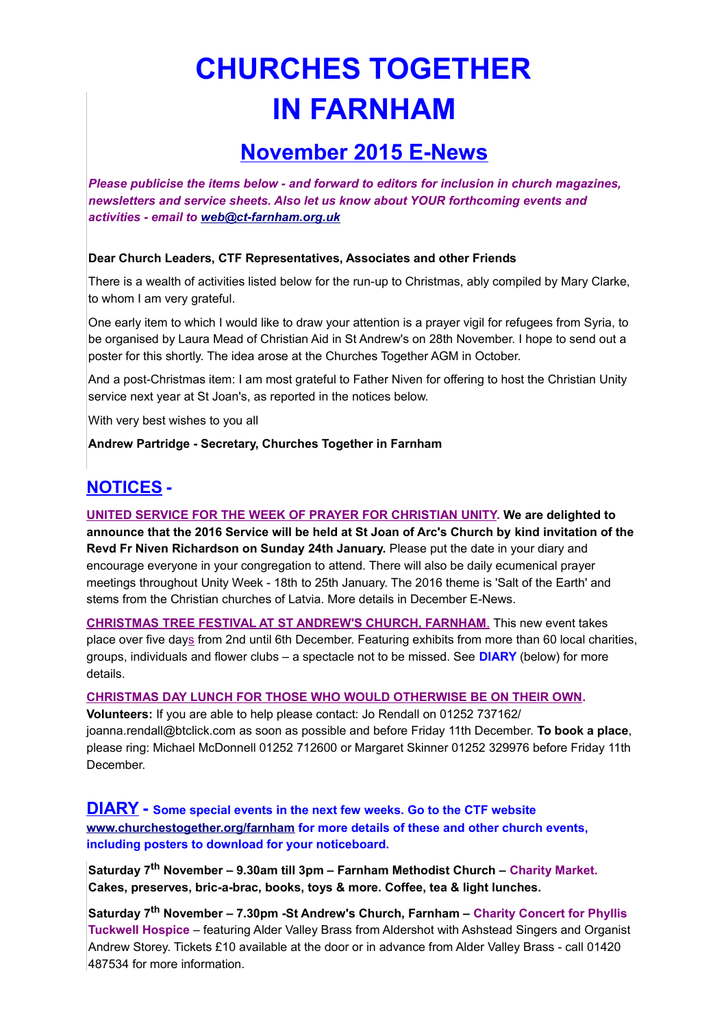# CHURCHES TOGETHER IN FARNHAM

## November 2015 E-News

***Please publicise the items below - and forward to editors for inclusion in church magazines, newsletters and service sheets. Also let us know about YOUR forthcoming events and activities - email to web@ct-farnham.org.uk***

**Dear Church Leaders, CTF Representatives, Associates and other Friends**

There is a wealth of activities listed below for the run-up to Christmas, ably compiled by Mary Clarke, to whom I am very grateful.

One early item to which I would like to draw your attention is a prayer vigil for refugees from Syria, to be organised by Laura Mead of Christian Aid in St Andrew's on 28th November. I hope to send out a poster for this shortly. The idea arose at the Churches Together AGM in October.

And a post-Christmas item: I am most grateful to Father Niven for offering to host the Christian Unity service next year at St Joan's, as reported in the notices below.

With very best wishes to you all

**Andrew Partridge - Secretary, Churches Together in Farnham**

## NOTICES -

**UNITED SERVICE FOR THE WEEK OF PRAYER FOR CHRISTIAN UNITY. We are delighted to announce that the 2016 Service will be held at St Joan of Arc's Church by kind invitation of the Revd Fr Niven Richardson on Sunday 24th January.** Please put the date in your diary and encourage everyone in your congregation to attend. There will also be daily ecumenical prayer meetings throughout Unity Week - 18th to 25th January. The 2016 theme is 'Salt of the Earth' and stems from the Christian churches of Latvia. More details in December E-News.

**CHRISTMAS TREE FESTIVAL AT ST ANDREW'S CHURCH, FARNHAM.** This new event takes place over five days from 2nd until 6th December. Featuring exhibits from more than 60 local charities, groups, individuals and flower clubs – a spectacle not to be missed. See **DIARY** (below) for more details.

**CHRISTMAS DAY LUNCH FOR THOSE WHO WOULD OTHERWISE BE ON THEIR OWN.**
**Volunteers:** If you are able to help please contact: Jo Rendall on 01252 737162/ joanna.rendall@btclick.com as soon as possible and before Friday 11th December. **To book a place**, please ring: Michael McDonnell 01252 712600 or Margaret Skinner 01252 329976 before Friday 11th December.

## DIARY - Some special events in the next few weeks. Go to the CTF website www.churchestogether.org/farnham for more details of these and other church events, including posters to download for your noticeboard.

**Saturday 7th November – 9.30am till 3pm – Farnham Methodist Church – Charity Market. Cakes, preserves, bric-a-brac, books, toys & more. Coffee, tea & light lunches.**

**Saturday 7th November – 7.30pm -St Andrew's Church, Farnham – Charity Concert for Phyllis Tuckwell Hospice** – featuring Alder Valley Brass from Aldershot with Ashstead Singers and Organist Andrew Storey. Tickets £10 available at the door or in advance from Alder Valley Brass - call 01420 487534 for more information.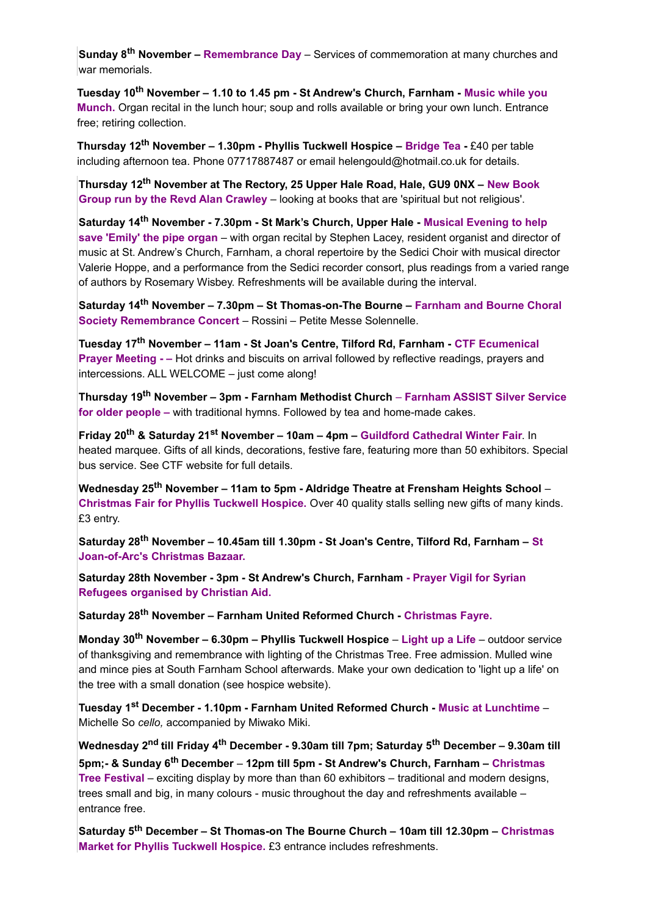**Sunday 8th November – Remembrance Day** – Services of commemoration at many churches and war memorials.

**Tuesday 10th November – 1.10 to 1.45 pm - St Andrew's Church, Farnham - Music while you Munch.** Organ recital in the lunch hour; soup and rolls available or bring your own lunch. Entrance free; retiring collection.

**Thursday 12th November – 1.30pm - Phyllis Tuckwell Hospice – Bridge Tea -** £40 per table including afternoon tea. Phone 07717887487 or email helengould@hotmail.co.uk for details.

**Thursday 12th November at The Rectory, 25 Upper Hale Road, Hale, GU9 0NX – New Book Group run by the Revd Alan Crawley** – looking at books that are 'spiritual but not religious'.

**Saturday 14th November - 7.30pm - St Mark's Church, Upper Hale - Musical Evening to help save 'Emily' the pipe organ** – with organ recital by Stephen Lacey, resident organist and director of music at St. Andrew's Church, Farnham, a choral repertoire by the Sedici Choir with musical director Valerie Hoppe, and a performance from the Sedici recorder consort, plus readings from a varied range of authors by Rosemary Wisbey. Refreshments will be available during the interval.

**Saturday 14th November – 7.30pm – St Thomas-on-The Bourne – Farnham and Bourne Choral Society Remembrance Concert** – Rossini – Petite Messe Solennelle.

**Tuesday 17th November – 11am - St Joan's Centre, Tilford Rd, Farnham - CTF Ecumenical Prayer Meeting - –** Hot drinks and biscuits on arrival followed by reflective readings, prayers and intercessions. ALL WELCOME – just come along!

**Thursday 19th November – 3pm - Farnham Methodist Church – Farnham ASSIST Silver Service for older people –** with traditional hymns. Followed by tea and home-made cakes.

**Friday 20th & Saturday 21st November – 10am – 4pm – Guildford Cathedral Winter Fair**. In heated marquee. Gifts of all kinds, decorations, festive fare, featuring more than 50 exhibitors. Special bus service. See CTF website for full details.

**Wednesday 25th November – 11am to 5pm - Aldridge Theatre at Frensham Heights School – Christmas Fair for Phyllis Tuckwell Hospice.** Over 40 quality stalls selling new gifts of many kinds. £3 entry.

**Saturday 28th November – 10.45am till 1.30pm - St Joan's Centre, Tilford Rd, Farnham – St Joan-of-Arc's Christmas Bazaar.**

**Saturday 28th November - 3pm - St Andrew's Church, Farnham - Prayer Vigil for Syrian Refugees organised by Christian Aid.**

**Saturday 28th November – Farnham United Reformed Church - Christmas Fayre.**

**Monday 30th November – 6.30pm – Phyllis Tuckwell Hospice – Light up a Life** – outdoor service of thanksgiving and remembrance with lighting of the Christmas Tree. Free admission. Mulled wine and mince pies at South Farnham School afterwards. Make your own dedication to 'light up a life' on the tree with a small donation (see hospice website).

**Tuesday 1st December - 1.10pm - Farnham United Reformed Church - Music at Lunchtime** – Michelle So *cello,* accompanied by Miwako Miki.

**Wednesday 2nd till Friday 4th December - 9.30am till 7pm; Saturday 5th December – 9.30am till 5pm;- & Sunday 6th December – 12pm till 5pm - St Andrew's Church, Farnham – Christmas Tree Festival** – exciting display by more than than 60 exhibitors – traditional and modern designs, trees small and big, in many colours - music throughout the day and refreshments available – entrance free.

**Saturday 5th December – St Thomas-on The Bourne Church – 10am till 12.30pm – Christmas Market for Phyllis Tuckwell Hospice.** £3 entrance includes refreshments.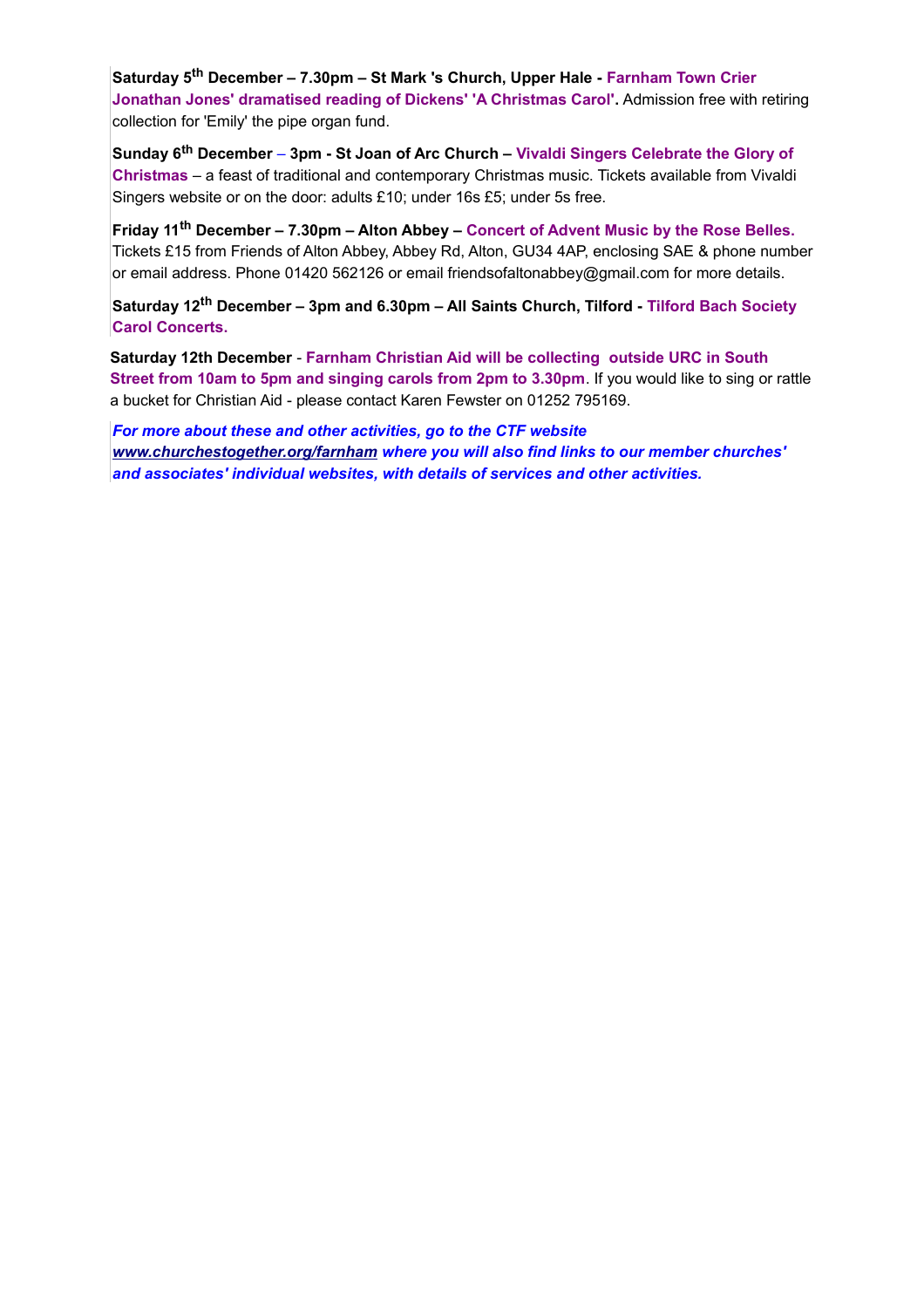**Saturday 5th December – 7.30pm – St Mark 's Church, Upper Hale - Farnham Town Crier Jonathan Jones' dramatised reading of Dickens' 'A Christmas Carol'.** Admission free with retiring collection for 'Emily' the pipe organ fund.

**Sunday 6th December – 3pm - St Joan of Arc Church – Vivaldi Singers Celebrate the Glory of Christmas** – a feast of traditional and contemporary Christmas music. Tickets available from Vivaldi Singers website or on the door: adults £10; under 16s £5; under 5s free.

**Friday 11th December – 7.30pm – Alton Abbey – Concert of Advent Music by the Rose Belles.** Tickets £15 from Friends of Alton Abbey, Abbey Rd, Alton, GU34 4AP, enclosing SAE & phone number or email address. Phone 01420 562126 or email friendsofaltonabbey@gmail.com for more details.

**Saturday 12th December – 3pm and 6.30pm – All Saints Church, Tilford - Tilford Bach Society Carol Concerts.**

**Saturday 12th December - Farnham Christian Aid will be collecting outside URC in South Street from 10am to 5pm and singing carols from 2pm to 3.30pm**. If you would like to sing or rattle a bucket for Christian Aid - please contact Karen Fewster on 01252 795169.

***For more about these and other activities, go to the CTF website www.churchestogether.org/farnham where you will also find links to our member churches' and associates' individual websites, with details of services and other activities.***